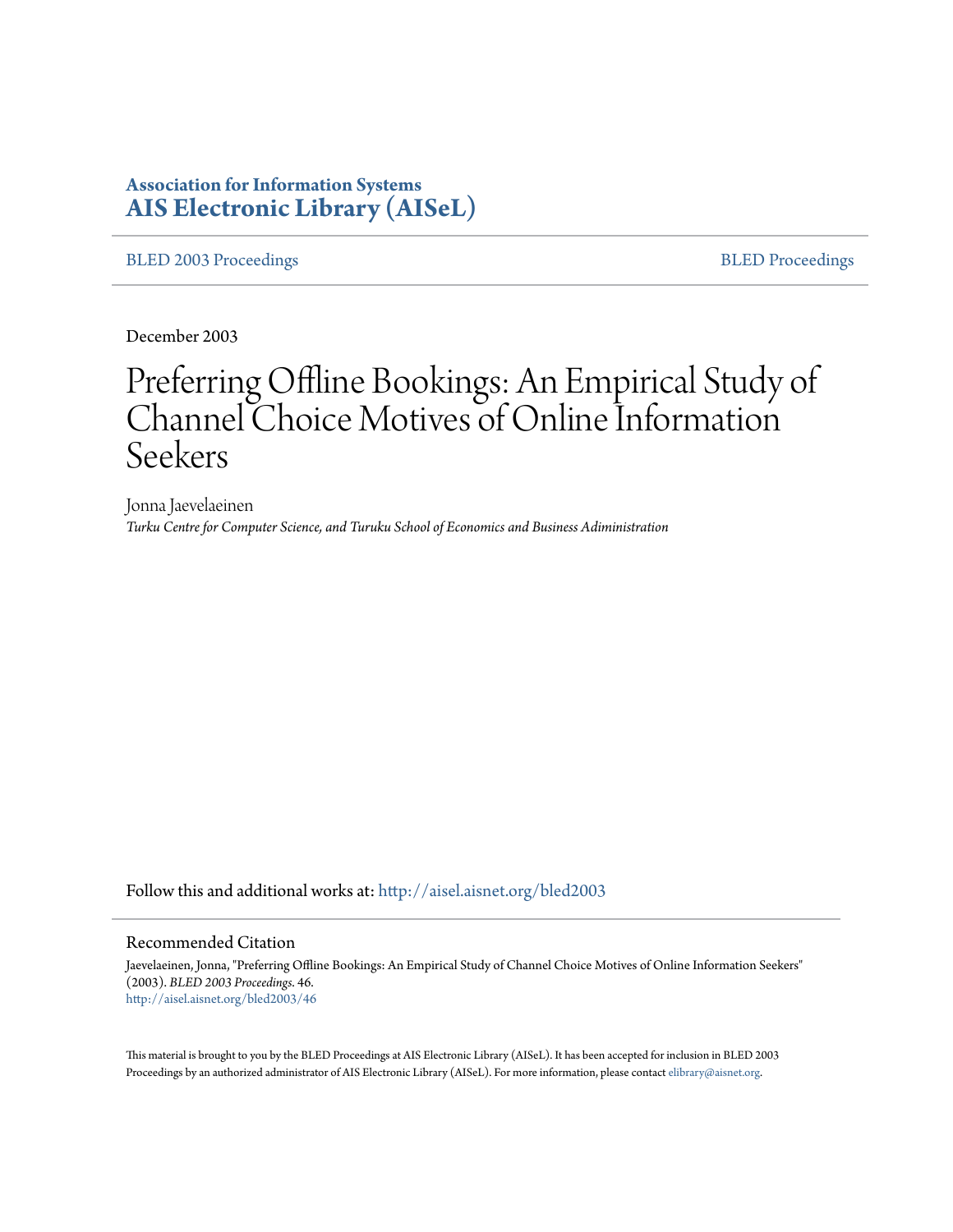**Association for Information Systems**
**AIS Electronic Library (AISeL)**

BLED 2003 Proceedings | BLED Proceedings

December 2003

# Preferring Offline Bookings: An Empirical Study of Channel Choice Motives of Online Information Seekers

Jonna Jaevelaeinen
*Turku Centre for Computer Science, and Turuku School of Economics and Business Adiministration*

Follow this and additional works at: http://aisel.aisnet.org/bled2003

## Recommended Citation

Jaevelaeinen, Jonna, "Preferring Offline Bookings: An Empirical Study of Channel Choice Motives of Online Information Seekers" (2003). *BLED 2003 Proceedings*. 46.
http://aisel.aisnet.org/bled2003/46

This material is brought to you by the BLED Proceedings at AIS Electronic Library (AISeL). It has been accepted for inclusion in BLED 2003 Proceedings by an authorized administrator of AIS Electronic Library (AISeL). For more information, please contact elibrary@aisnet.org.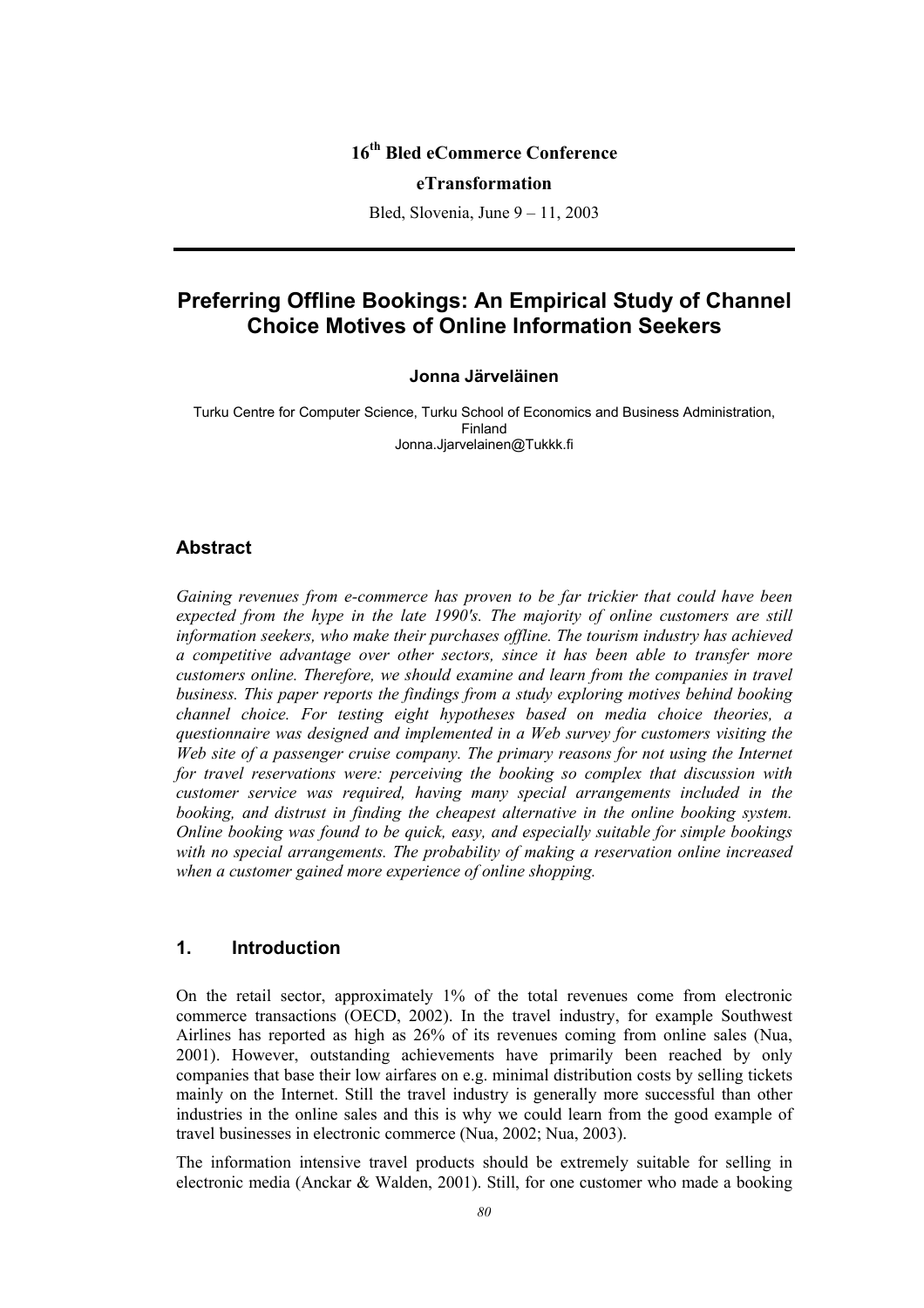**16th Bled eCommerce Conference**

**eTransformation**

Bled, Slovenia, June 9 – 11, 2003

# Preferring Offline Bookings: An Empirical Study of Channel Choice Motives of Online Information Seekers

**Jonna Järveläinen**

Turku Centre for Computer Science, Turku School of Economics and Business Administration, Finland
Jonna.Jjarvelainen@Tukkk.fi

## Abstract

*Gaining revenues from e-commerce has proven to be far trickier that could have been expected from the hype in the late 1990's. The majority of online customers are still information seekers, who make their purchases offline. The tourism industry has achieved a competitive advantage over other sectors, since it has been able to transfer more customers online. Therefore, we should examine and learn from the companies in travel business. This paper reports the findings from a study exploring motives behind booking channel choice. For testing eight hypotheses based on media choice theories, a questionnaire was designed and implemented in a Web survey for customers visiting the Web site of a passenger cruise company. The primary reasons for not using the Internet for travel reservations were: perceiving the booking so complex that discussion with customer service was required, having many special arrangements included in the booking, and distrust in finding the cheapest alternative in the online booking system. Online booking was found to be quick, easy, and especially suitable for simple bookings with no special arrangements. The probability of making a reservation online increased when a customer gained more experience of online shopping.*

## 1. Introduction

On the retail sector, approximately 1% of the total revenues come from electronic commerce transactions (OECD, 2002). In the travel industry, for example Southwest Airlines has reported as high as 26% of its revenues coming from online sales (Nua, 2001). However, outstanding achievements have primarily been reached by only companies that base their low airfares on e.g. minimal distribution costs by selling tickets mainly on the Internet. Still the travel industry is generally more successful than other industries in the online sales and this is why we could learn from the good example of travel businesses in electronic commerce (Nua, 2002; Nua, 2003).

The information intensive travel products should be extremely suitable for selling in electronic media (Anckar & Walden, 2001). Still, for one customer who made a booking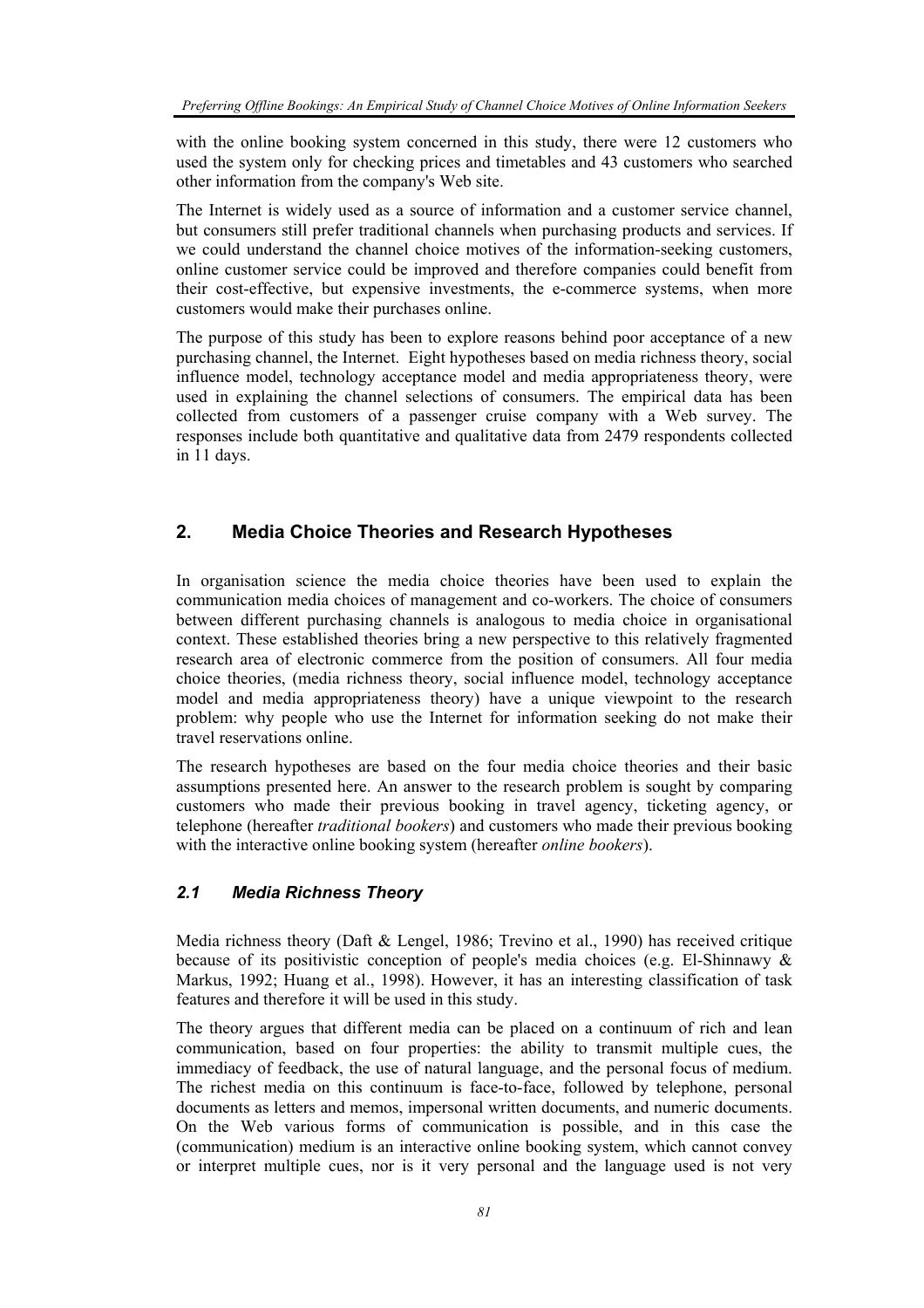with the online booking system concerned in this study, there were 12 customers who used the system only for checking prices and timetables and 43 customers who searched other information from the company's Web site.

The Internet is widely used as a source of information and a customer service channel, but consumers still prefer traditional channels when purchasing products and services. If we could understand the channel choice motives of the information-seeking customers, online customer service could be improved and therefore companies could benefit from their cost-effective, but expensive investments, the e-commerce systems, when more customers would make their purchases online.

The purpose of this study has been to explore reasons behind poor acceptance of a new purchasing channel, the Internet. Eight hypotheses based on media richness theory, social influence model, technology acceptance model and media appropriateness theory, were used in explaining the channel selections of consumers. The empirical data has been collected from customers of a passenger cruise company with a Web survey. The responses include both quantitative and qualitative data from 2479 respondents collected in 11 days.

## 2. Media Choice Theories and Research Hypotheses

In organisation science the media choice theories have been used to explain the communication media choices of management and co-workers. The choice of consumers between different purchasing channels is analogous to media choice in organisational context. These established theories bring a new perspective to this relatively fragmented research area of electronic commerce from the position of consumers. All four media choice theories, (media richness theory, social influence model, technology acceptance model and media appropriateness theory) have a unique viewpoint to the research problem: why people who use the Internet for information seeking do not make their travel reservations online.

The research hypotheses are based on the four media choice theories and their basic assumptions presented here. An answer to the research problem is sought by comparing customers who made their previous booking in travel agency, ticketing agency, or telephone (hereafter *traditional bookers*) and customers who made their previous booking with the interactive online booking system (hereafter *online bookers*).

### *2.1 Media Richness Theory*

Media richness theory (Daft & Lengel, 1986; Trevino et al., 1990) has received critique because of its positivistic conception of people's media choices (e.g. El-Shinnawy & Markus, 1992; Huang et al., 1998). However, it has an interesting classification of task features and therefore it will be used in this study.

The theory argues that different media can be placed on a continuum of rich and lean communication, based on four properties: the ability to transmit multiple cues, the immediacy of feedback, the use of natural language, and the personal focus of medium. The richest media on this continuum is face-to-face, followed by telephone, personal documents as letters and memos, impersonal written documents, and numeric documents. On the Web various forms of communication is possible, and in this case the (communication) medium is an interactive online booking system, which cannot convey or interpret multiple cues, nor is it very personal and the language used is not very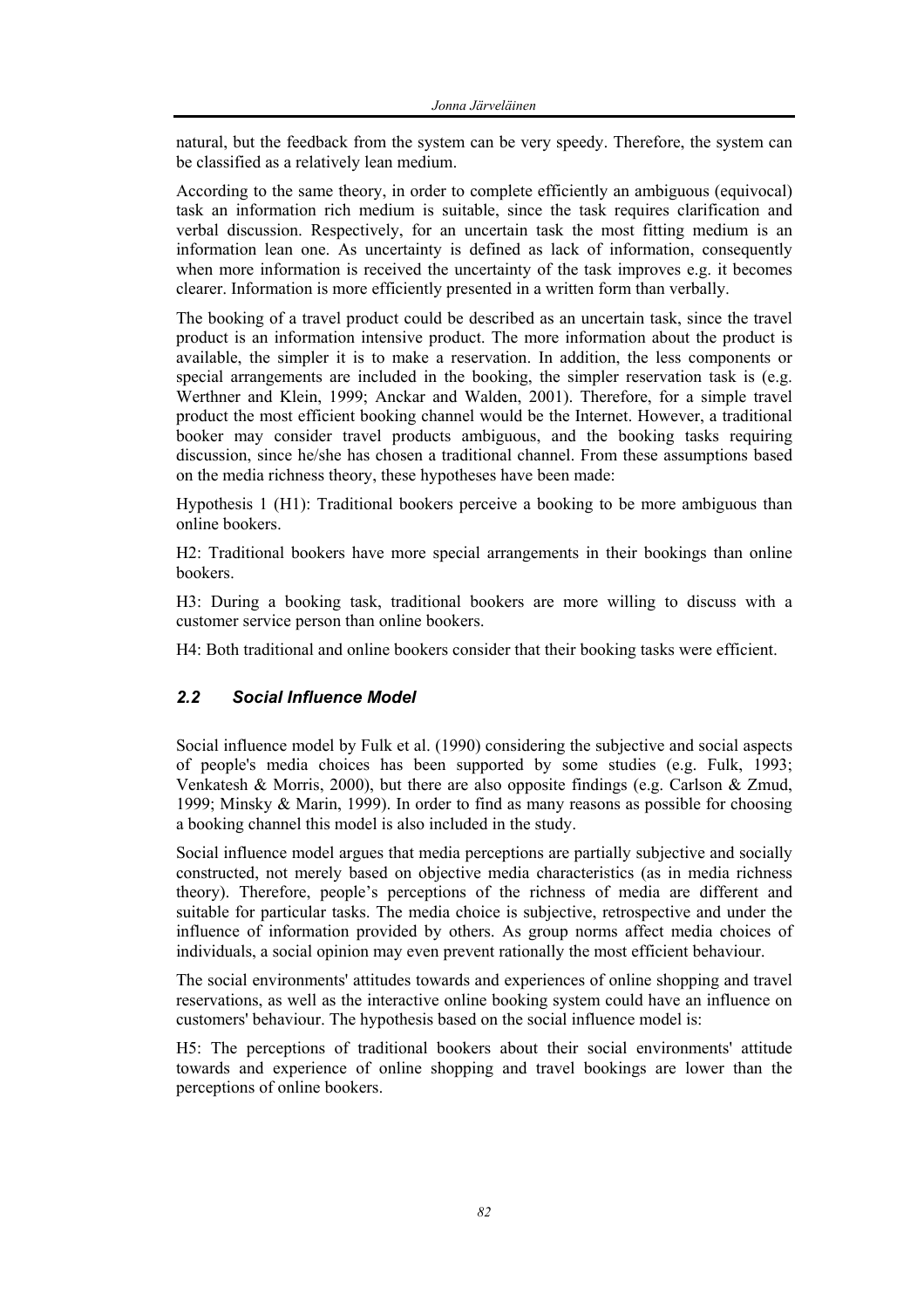natural, but the feedback from the system can be very speedy. Therefore, the system can be classified as a relatively lean medium.

According to the same theory, in order to complete efficiently an ambiguous (equivocal) task an information rich medium is suitable, since the task requires clarification and verbal discussion. Respectively, for an uncertain task the most fitting medium is an information lean one. As uncertainty is defined as lack of information, consequently when more information is received the uncertainty of the task improves e.g. it becomes clearer. Information is more efficiently presented in a written form than verbally.

The booking of a travel product could be described as an uncertain task, since the travel product is an information intensive product. The more information about the product is available, the simpler it is to make a reservation. In addition, the less components or special arrangements are included in the booking, the simpler reservation task is (e.g. Werthner and Klein, 1999; Anckar and Walden, 2001). Therefore, for a simple travel product the most efficient booking channel would be the Internet. However, a traditional booker may consider travel products ambiguous, and the booking tasks requiring discussion, since he/she has chosen a traditional channel. From these assumptions based on the media richness theory, these hypotheses have been made:

Hypothesis 1 (H1): Traditional bookers perceive a booking to be more ambiguous than online bookers.

H2: Traditional bookers have more special arrangements in their bookings than online bookers.

H3: During a booking task, traditional bookers are more willing to discuss with a customer service person than online bookers.

H4: Both traditional and online bookers consider that their booking tasks were efficient.

## *2.2 Social Influence Model*

Social influence model by Fulk et al. (1990) considering the subjective and social aspects of people's media choices has been supported by some studies (e.g. Fulk, 1993; Venkatesh & Morris, 2000), but there are also opposite findings (e.g. Carlson & Zmud, 1999; Minsky & Marin, 1999). In order to find as many reasons as possible for choosing a booking channel this model is also included in the study.

Social influence model argues that media perceptions are partially subjective and socially constructed, not merely based on objective media characteristics (as in media richness theory). Therefore, people's perceptions of the richness of media are different and suitable for particular tasks. The media choice is subjective, retrospective and under the influence of information provided by others. As group norms affect media choices of individuals, a social opinion may even prevent rationally the most efficient behaviour.

The social environments' attitudes towards and experiences of online shopping and travel reservations, as well as the interactive online booking system could have an influence on customers' behaviour. The hypothesis based on the social influence model is:

H5: The perceptions of traditional bookers about their social environments' attitude towards and experience of online shopping and travel bookings are lower than the perceptions of online bookers.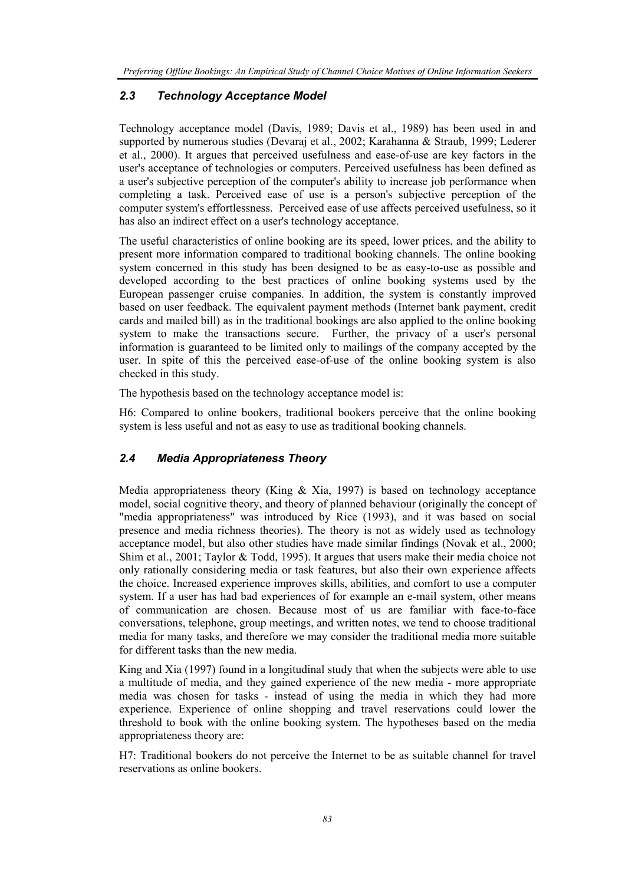### *2.3 Technology Acceptance Model*

Technology acceptance model (Davis, 1989; Davis et al., 1989) has been used in and supported by numerous studies (Devaraj et al., 2002; Karahanna & Straub, 1999; Lederer et al., 2000). It argues that perceived usefulness and ease-of-use are key factors in the user's acceptance of technologies or computers. Perceived usefulness has been defined as a user's subjective perception of the computer's ability to increase job performance when completing a task. Perceived ease of use is a person's subjective perception of the computer system's effortlessness. Perceived ease of use affects perceived usefulness, so it has also an indirect effect on a user's technology acceptance.

The useful characteristics of online booking are its speed, lower prices, and the ability to present more information compared to traditional booking channels. The online booking system concerned in this study has been designed to be as easy-to-use as possible and developed according to the best practices of online booking systems used by the European passenger cruise companies. In addition, the system is constantly improved based on user feedback. The equivalent payment methods (Internet bank payment, credit cards and mailed bill) as in the traditional bookings are also applied to the online booking system to make the transactions secure. Further, the privacy of a user's personal information is guaranteed to be limited only to mailings of the company accepted by the user. In spite of this the perceived ease-of-use of the online booking system is also checked in this study.

The hypothesis based on the technology acceptance model is:

H6: Compared to online bookers, traditional bookers perceive that the online booking system is less useful and not as easy to use as traditional booking channels.

### *2.4 Media Appropriateness Theory*

Media appropriateness theory (King & Xia, 1997) is based on technology acceptance model, social cognitive theory, and theory of planned behaviour (originally the concept of "media appropriateness" was introduced by Rice (1993), and it was based on social presence and media richness theories). The theory is not as widely used as technology acceptance model, but also other studies have made similar findings (Novak et al., 2000; Shim et al., 2001; Taylor & Todd, 1995). It argues that users make their media choice not only rationally considering media or task features, but also their own experience affects the choice. Increased experience improves skills, abilities, and comfort to use a computer system. If a user has had bad experiences of for example an e-mail system, other means of communication are chosen. Because most of us are familiar with face-to-face conversations, telephone, group meetings, and written notes, we tend to choose traditional media for many tasks, and therefore we may consider the traditional media more suitable for different tasks than the new media.

King and Xia (1997) found in a longitudinal study that when the subjects were able to use a multitude of media, and they gained experience of the new media - more appropriate media was chosen for tasks - instead of using the media in which they had more experience. Experience of online shopping and travel reservations could lower the threshold to book with the online booking system. The hypotheses based on the media appropriateness theory are:

H7: Traditional bookers do not perceive the Internet to be as suitable channel for travel reservations as online bookers.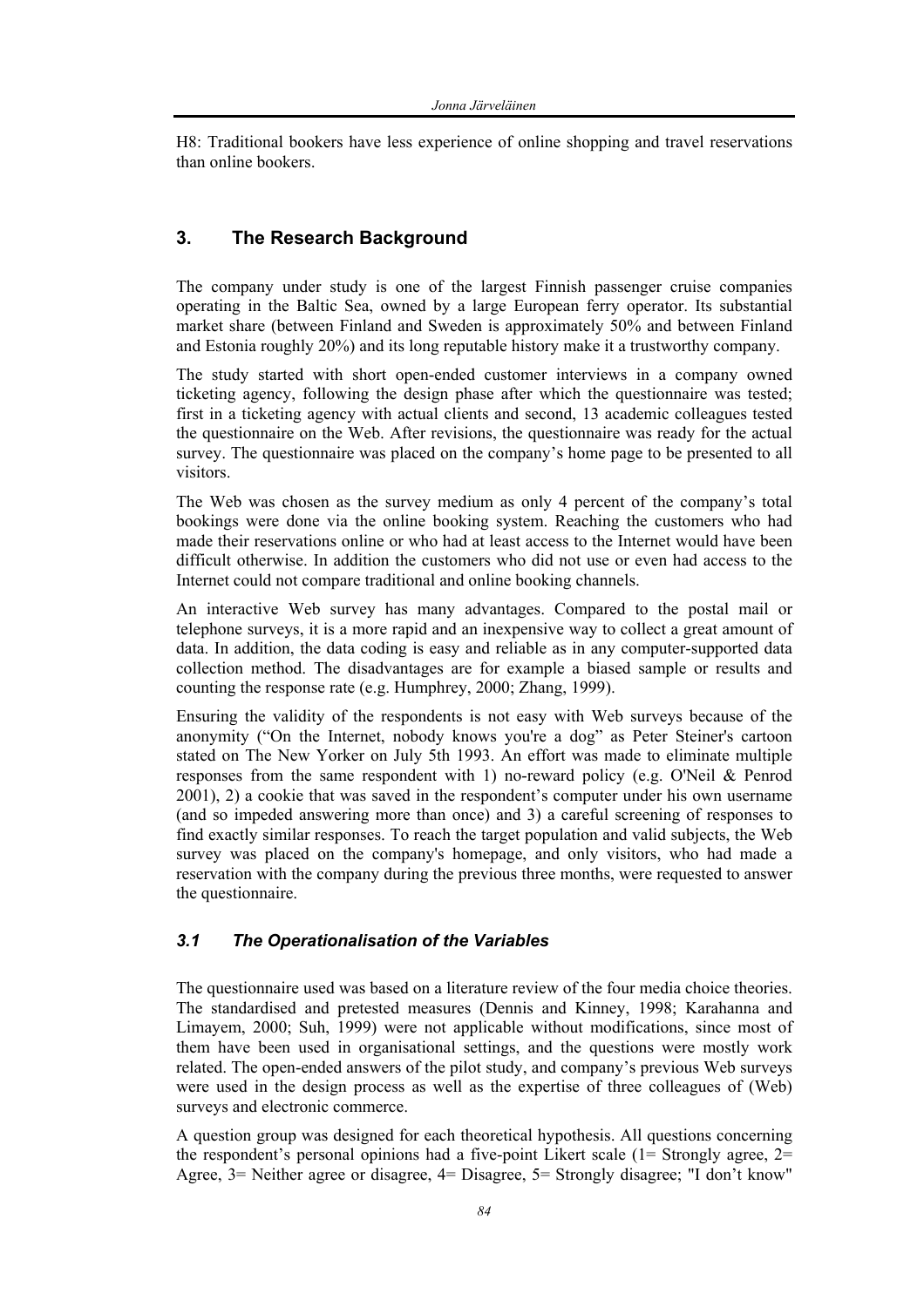H8: Traditional bookers have less experience of online shopping and travel reservations than online bookers.

## 3. The Research Background

The company under study is one of the largest Finnish passenger cruise companies operating in the Baltic Sea, owned by a large European ferry operator. Its substantial market share (between Finland and Sweden is approximately 50% and between Finland and Estonia roughly 20%) and its long reputable history make it a trustworthy company.

The study started with short open-ended customer interviews in a company owned ticketing agency, following the design phase after which the questionnaire was tested; first in a ticketing agency with actual clients and second, 13 academic colleagues tested the questionnaire on the Web. After revisions, the questionnaire was ready for the actual survey. The questionnaire was placed on the company's home page to be presented to all visitors.

The Web was chosen as the survey medium as only 4 percent of the company's total bookings were done via the online booking system. Reaching the customers who had made their reservations online or who had at least access to the Internet would have been difficult otherwise. In addition the customers who did not use or even had access to the Internet could not compare traditional and online booking channels.

An interactive Web survey has many advantages. Compared to the postal mail or telephone surveys, it is a more rapid and an inexpensive way to collect a great amount of data. In addition, the data coding is easy and reliable as in any computer-supported data collection method. The disadvantages are for example a biased sample or results and counting the response rate (e.g. Humphrey, 2000; Zhang, 1999).

Ensuring the validity of the respondents is not easy with Web surveys because of the anonymity ("On the Internet, nobody knows you're a dog" as Peter Steiner's cartoon stated on The New Yorker on July 5th 1993. An effort was made to eliminate multiple responses from the same respondent with 1) no-reward policy (e.g. O'Neil & Penrod 2001), 2) a cookie that was saved in the respondent's computer under his own username (and so impeded answering more than once) and 3) a careful screening of responses to find exactly similar responses. To reach the target population and valid subjects, the Web survey was placed on the company's homepage, and only visitors, who had made a reservation with the company during the previous three months, were requested to answer the questionnaire.

### *3.1 The Operationalisation of the Variables*

The questionnaire used was based on a literature review of the four media choice theories. The standardised and pretested measures (Dennis and Kinney, 1998; Karahanna and Limayem, 2000; Suh, 1999) were not applicable without modifications, since most of them have been used in organisational settings, and the questions were mostly work related. The open-ended answers of the pilot study, and company's previous Web surveys were used in the design process as well as the expertise of three colleagues of (Web) surveys and electronic commerce.

A question group was designed for each theoretical hypothesis. All questions concerning the respondent's personal opinions had a five-point Likert scale (1= Strongly agree, 2= Agree, 3= Neither agree or disagree, 4= Disagree, 5= Strongly disagree; "I don't know"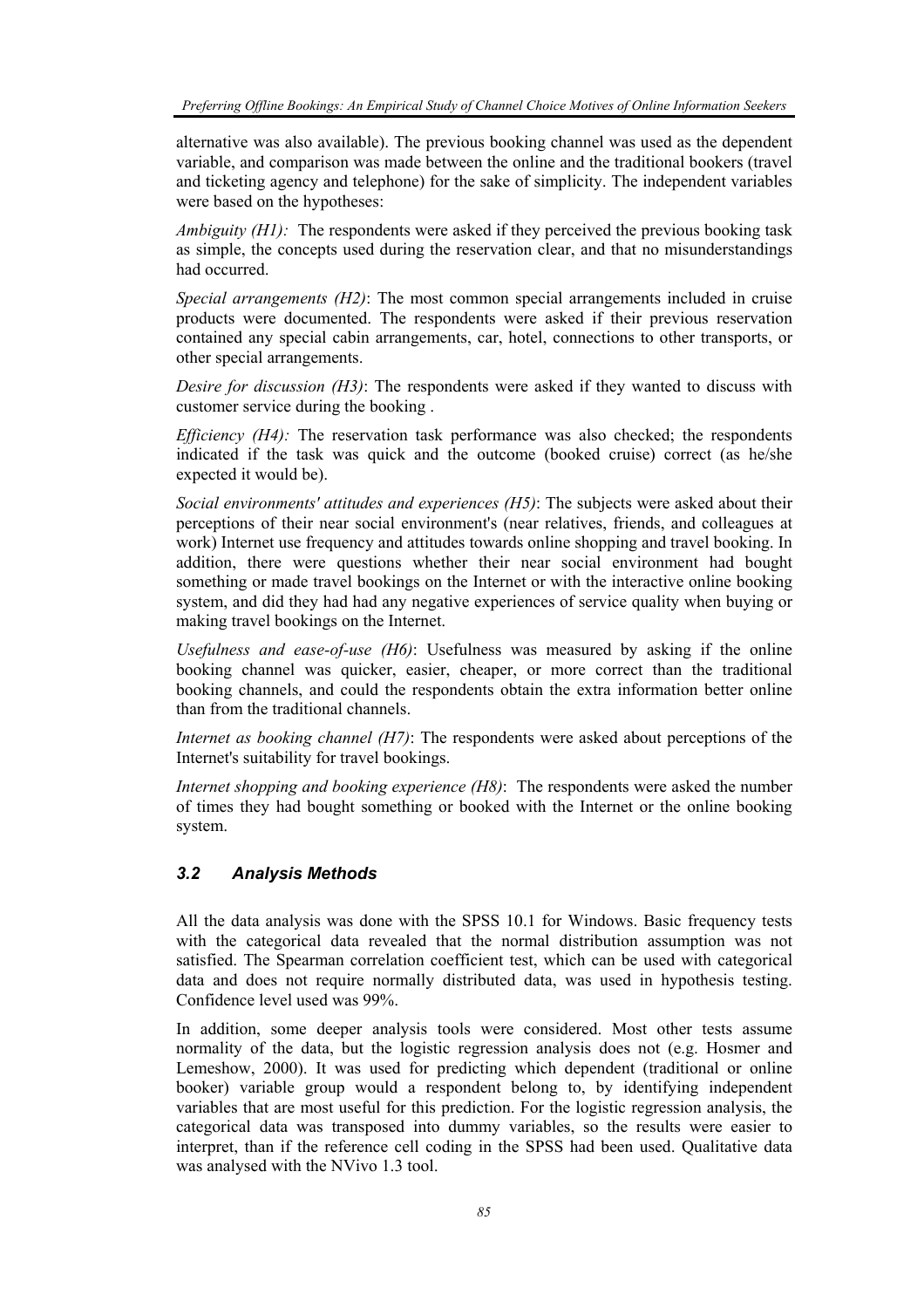alternative was also available). The previous booking channel was used as the dependent variable, and comparison was made between the online and the traditional bookers (travel and ticketing agency and telephone) for the sake of simplicity. The independent variables were based on the hypotheses:

*Ambiguity (H1):* The respondents were asked if they perceived the previous booking task as simple, the concepts used during the reservation clear, and that no misunderstandings had occurred.

*Special arrangements (H2)*: The most common special arrangements included in cruise products were documented. The respondents were asked if their previous reservation contained any special cabin arrangements, car, hotel, connections to other transports, or other special arrangements.

*Desire for discussion (H3)*: The respondents were asked if they wanted to discuss with customer service during the booking .

*Efficiency (H4):* The reservation task performance was also checked; the respondents indicated if the task was quick and the outcome (booked cruise) correct (as he/she expected it would be).

*Social environments' attitudes and experiences (H5)*: The subjects were asked about their perceptions of their near social environment's (near relatives, friends, and colleagues at work) Internet use frequency and attitudes towards online shopping and travel booking. In addition, there were questions whether their near social environment had bought something or made travel bookings on the Internet or with the interactive online booking system, and did they had had any negative experiences of service quality when buying or making travel bookings on the Internet.

*Usefulness and ease-of-use (H6)*: Usefulness was measured by asking if the online booking channel was quicker, easier, cheaper, or more correct than the traditional booking channels, and could the respondents obtain the extra information better online than from the traditional channels.

*Internet as booking channel (H7)*: The respondents were asked about perceptions of the Internet's suitability for travel bookings.

*Internet shopping and booking experience (H8)*: The respondents were asked the number of times they had bought something or booked with the Internet or the online booking system.

### *3.2 Analysis Methods*

All the data analysis was done with the SPSS 10.1 for Windows. Basic frequency tests with the categorical data revealed that the normal distribution assumption was not satisfied. The Spearman correlation coefficient test, which can be used with categorical data and does not require normally distributed data, was used in hypothesis testing. Confidence level used was 99%.

In addition, some deeper analysis tools were considered. Most other tests assume normality of the data, but the logistic regression analysis does not (e.g. Hosmer and Lemeshow, 2000). It was used for predicting which dependent (traditional or online booker) variable group would a respondent belong to, by identifying independent variables that are most useful for this prediction. For the logistic regression analysis, the categorical data was transposed into dummy variables, so the results were easier to interpret, than if the reference cell coding in the SPSS had been used. Qualitative data was analysed with the NVivo 1.3 tool.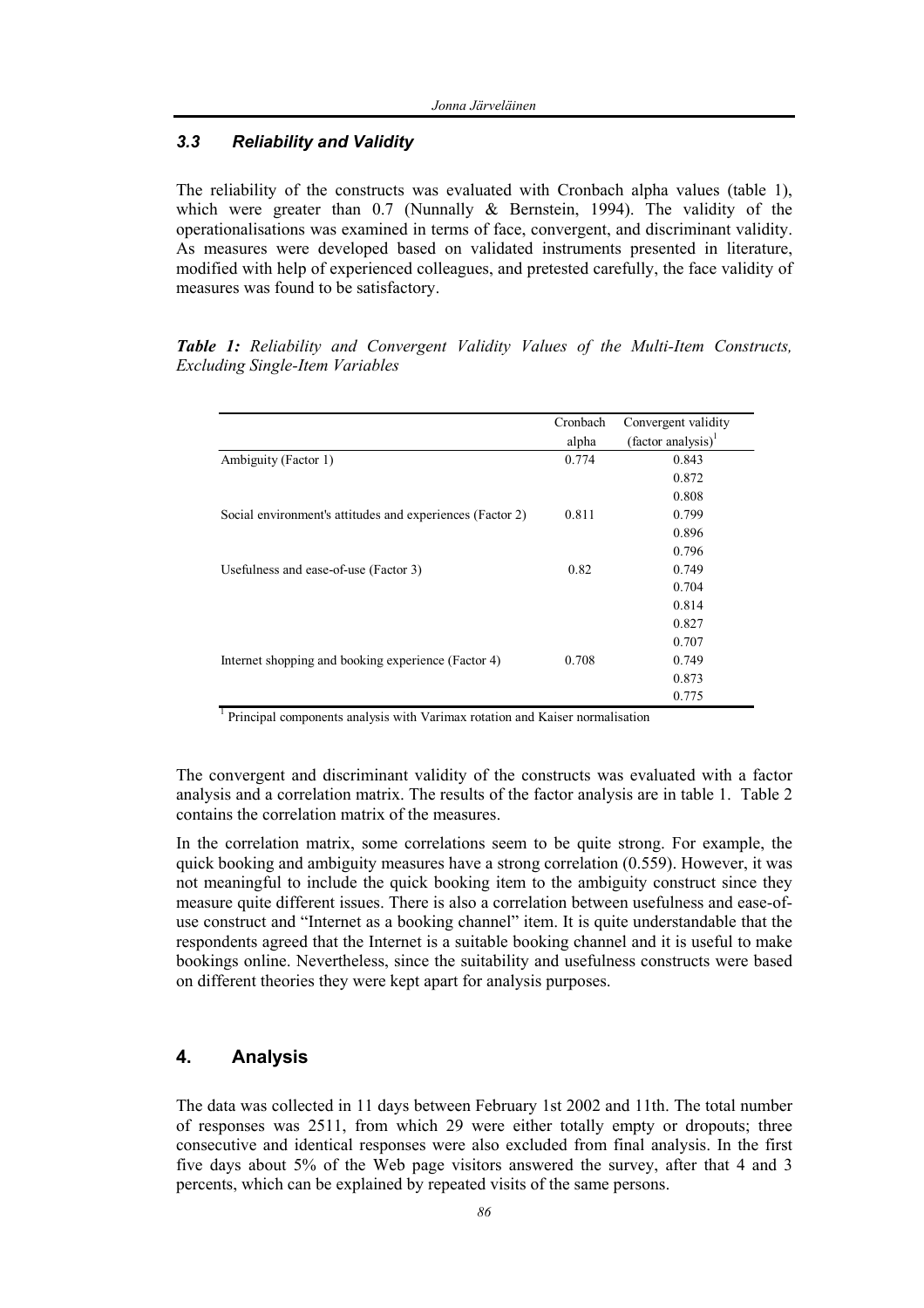### 3.3 Reliability and Validity

The reliability of the constructs was evaluated with Cronbach alpha values (table 1), which were greater than 0.7 (Nunnally & Bernstein, 1994). The validity of the operationalisations was examined in terms of face, convergent, and discriminant validity. As measures were developed based on validated instruments presented in literature, modified with help of experienced colleagues, and pretested carefully, the face validity of measures was found to be satisfactory.

***Table 1:*** *Reliability and Convergent Validity Values of the Multi-Item Constructs, Excluding Single-Item Variables*

| | Cronbach alpha | Convergent validity (factor analysis)[1] |
|---|---|---|
| Ambiguity (Factor 1) | 0.774 | 0.843 |
| | | 0.872 |
| | | 0.808 |
| Social environment's attitudes and experiences (Factor 2) | 0.811 | 0.799 |
| | | 0.896 |
| | | 0.796 |
| Usefulness and ease-of-use (Factor 3) | 0.82 | 0.749 |
| | | 0.704 |
| | | 0.814 |
| | | 0.827 |
| | | 0.707 |
| Internet shopping and booking experience (Factor 4) | 0.708 | 0.749 |
| | | 0.873 |
| | | 0.775 |

[1] Principal components analysis with Varimax rotation and Kaiser normalisation

The convergent and discriminant validity of the constructs was evaluated with a factor analysis and a correlation matrix. The results of the factor analysis are in table 1. Table 2 contains the correlation matrix of the measures.

In the correlation matrix, some correlations seem to be quite strong. For example, the quick booking and ambiguity measures have a strong correlation (0.559). However, it was not meaningful to include the quick booking item to the ambiguity construct since they measure quite different issues. There is also a correlation between usefulness and ease-of-use construct and "Internet as a booking channel" item. It is quite understandable that the respondents agreed that the Internet is a suitable booking channel and it is useful to make bookings online. Nevertheless, since the suitability and usefulness constructs were based on different theories they were kept apart for analysis purposes.

## 4. Analysis

The data was collected in 11 days between February 1st 2002 and 11th. The total number of responses was 2511, from which 29 were either totally empty or dropouts; three consecutive and identical responses were also excluded from final analysis. In the first five days about 5% of the Web page visitors answered the survey, after that 4 and 3 percents, which can be explained by repeated visits of the same persons.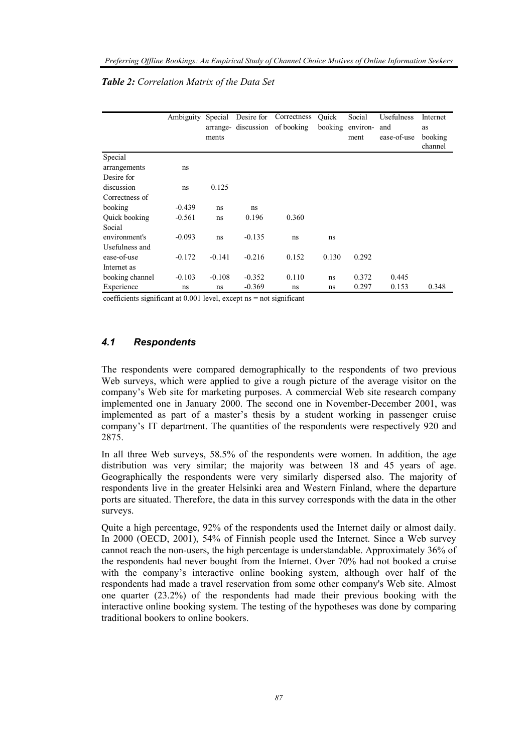***Table 2:** Correlation Matrix of the Data Set*

| | Ambiguity | Special arrange-ments | Desire for discussion | Correctness of booking | Quick booking | Social environ-ment | Usefulness and ease-of-use | Internet as booking channel |
|---|---|---|---|---|---|---|---|---|
| Special arrangements | ns | | | | | | | |
| Desire for discussion | ns | 0.125 | | | | | | |
| Correctness of booking | -0.439 | ns | ns | | | | | |
| Quick booking | -0.561 | ns | 0.196 | 0.360 | | | | |
| Social environment's | -0.093 | ns | -0.135 | ns | ns | | | |
| Usefulness and ease-of-use | -0.172 | -0.141 | -0.216 | 0.152 | 0.130 | 0.292 | | |
| Internet as booking channel | -0.103 | -0.108 | -0.352 | 0.110 | ns | 0.372 | 0.445 | |
| Experience | ns | ns | -0.369 | ns | ns | 0.297 | 0.153 | 0.348 |

coefficients significant at 0.001 level, except ns = not significant

### *4.1 Respondents*

The respondents were compared demographically to the respondents of two previous Web surveys, which were applied to give a rough picture of the average visitor on the company's Web site for marketing purposes. A commercial Web site research company implemented one in January 2000. The second one in November-December 2001, was implemented as part of a master's thesis by a student working in passenger cruise company's IT department. The quantities of the respondents were respectively 920 and 2875.

In all three Web surveys, 58.5% of the respondents were women. In addition, the age distribution was very similar; the majority was between 18 and 45 years of age. Geographically the respondents were very similarly dispersed also. The majority of respondents live in the greater Helsinki area and Western Finland, where the departure ports are situated. Therefore, the data in this survey corresponds with the data in the other surveys.

Quite a high percentage, 92% of the respondents used the Internet daily or almost daily. In 2000 (OECD, 2001), 54% of Finnish people used the Internet. Since a Web survey cannot reach the non-users, the high percentage is understandable. Approximately 36% of the respondents had never bought from the Internet. Over 70% had not booked a cruise with the company's interactive online booking system, although over half of the respondents had made a travel reservation from some other company's Web site. Almost one quarter (23.2%) of the respondents had made their previous booking with the interactive online booking system. The testing of the hypotheses was done by comparing traditional bookers to online bookers.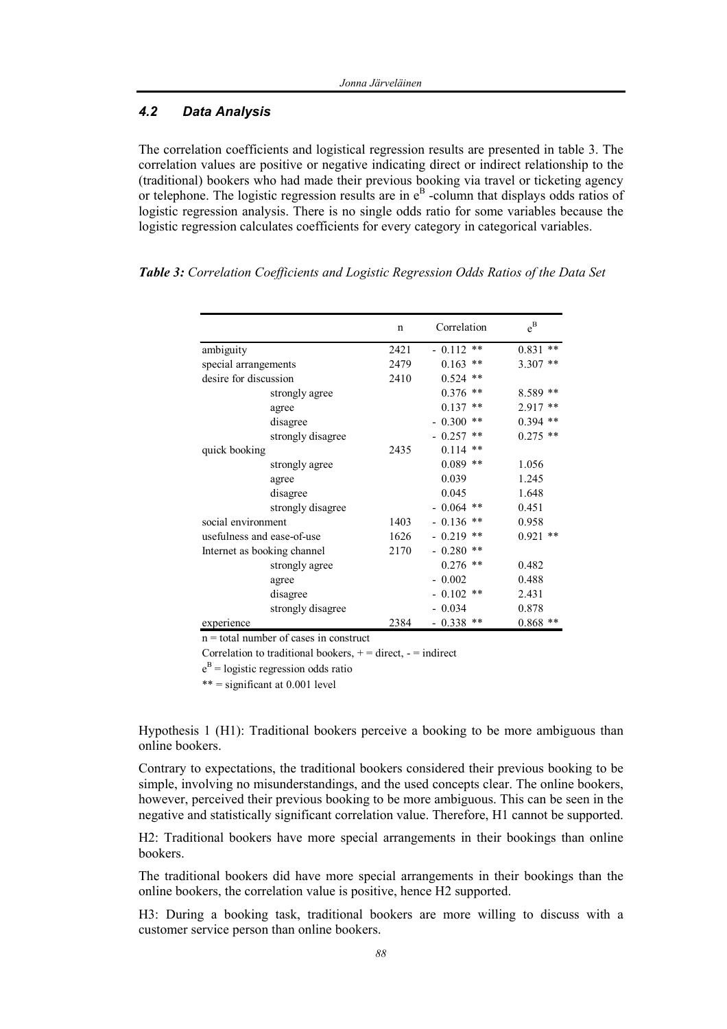### 4.2 Data Analysis

The correlation coefficients and logistical regression results are presented in table 3. The correlation values are positive or negative indicating direct or indirect relationship to the (traditional) bookers who had made their previous booking via travel or ticketing agency or telephone. The logistic regression results are in $e^B$ -column that displays odds ratios of logistic regression analysis. There is no single odds ratio for some variables because the logistic regression calculates coefficients for every category in categorical variables.

***Table 3:*** *Correlation Coefficients and Logistic Regression Odds Ratios of the Data Set*

| | n | Correlation | $e^B$ |
|---|---|---|---|
| ambiguity | 2421 | - 0.112 ** | 0.831 ** |
| special arrangements | 2479 | 0.163 ** | 3.307 ** |
| desire for discussion | 2410 | 0.524 ** | |
| strongly agree | | 0.376 ** | 8.589 ** |
| agree | | 0.137 ** | 2.917 ** |
| disagree | | - 0.300 ** | 0.394 ** |
| strongly disagree | | - 0.257 ** | 0.275 ** |
| quick booking | 2435 | 0.114 ** | |
| strongly agree | | 0.089 ** | 1.056 |
| agree | | 0.039 | 1.245 |
| disagree | | 0.045 | 1.648 |
| strongly disagree | | - 0.064 ** | 0.451 |
| social environment | 1403 | - 0.136 ** | 0.958 |
| usefulness and ease-of-use | 1626 | - 0.219 ** | 0.921 ** |
| Internet as booking channel | 2170 | - 0.280 ** | |
| strongly agree | | 0.276 ** | 0.482 |
| agree | | - 0.002 | 0.488 |
| disagree | | - 0.102 ** | 2.431 |
| strongly disagree | | - 0.034 | 0.878 |
| experience | 2384 | - 0.338 ** | 0.868 ** |

n = total number of cases in construct

Correlation to traditional bookers, + = direct, - = indirect

$e^B$ = logistic regression odds ratio

** = significant at 0.001 level

Hypothesis 1 (H1): Traditional bookers perceive a booking to be more ambiguous than online bookers.

Contrary to expectations, the traditional bookers considered their previous booking to be simple, involving no misunderstandings, and the used concepts clear. The online bookers, however, perceived their previous booking to be more ambiguous. This can be seen in the negative and statistically significant correlation value. Therefore, H1 cannot be supported.

H2: Traditional bookers have more special arrangements in their bookings than online bookers.

The traditional bookers did have more special arrangements in their bookings than the online bookers, the correlation value is positive, hence H2 supported.

H3: During a booking task, traditional bookers are more willing to discuss with a customer service person than online bookers.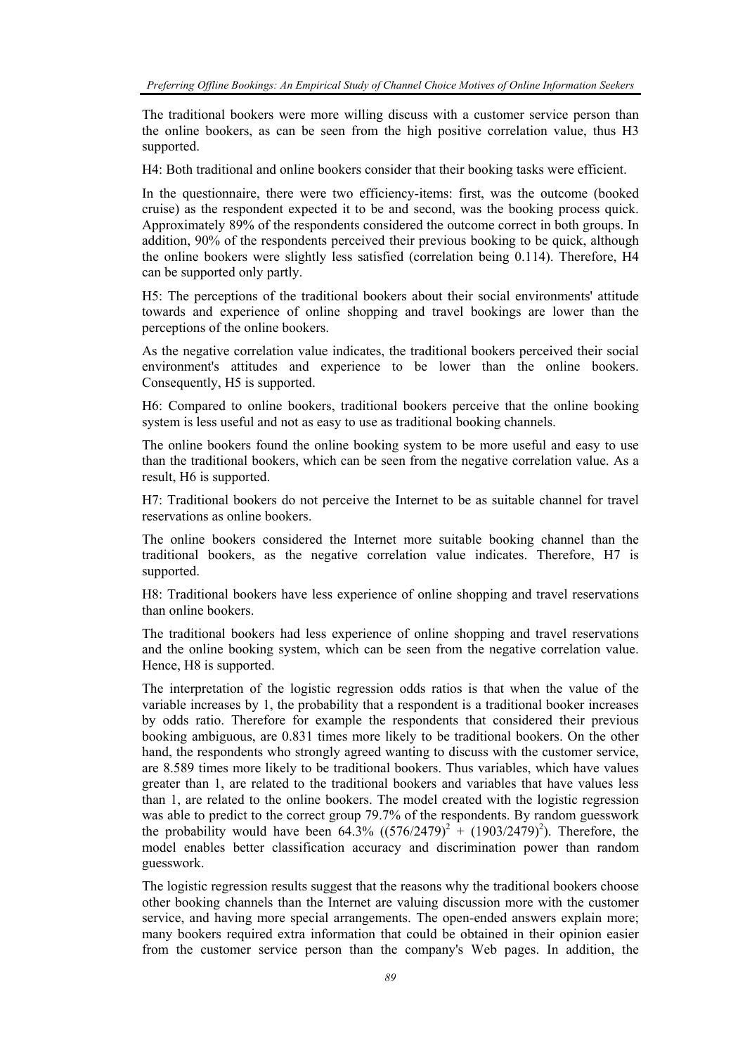The traditional bookers were more willing discuss with a customer service person than the online bookers, as can be seen from the high positive correlation value, thus H3 supported.

H4: Both traditional and online bookers consider that their booking tasks were efficient.

In the questionnaire, there were two efficiency-items: first, was the outcome (booked cruise) as the respondent expected it to be and second, was the booking process quick. Approximately 89% of the respondents considered the outcome correct in both groups. In addition, 90% of the respondents perceived their previous booking to be quick, although the online bookers were slightly less satisfied (correlation being 0.114). Therefore, H4 can be supported only partly.

H5: The perceptions of the traditional bookers about their social environments' attitude towards and experience of online shopping and travel bookings are lower than the perceptions of the online bookers.

As the negative correlation value indicates, the traditional bookers perceived their social environment's attitudes and experience to be lower than the online bookers. Consequently, H5 is supported.

H6: Compared to online bookers, traditional bookers perceive that the online booking system is less useful and not as easy to use as traditional booking channels.

The online bookers found the online booking system to be more useful and easy to use than the traditional bookers, which can be seen from the negative correlation value. As a result, H6 is supported.

H7: Traditional bookers do not perceive the Internet to be as suitable channel for travel reservations as online bookers.

The online bookers considered the Internet more suitable booking channel than the traditional bookers, as the negative correlation value indicates. Therefore, H7 is supported.

H8: Traditional bookers have less experience of online shopping and travel reservations than online bookers.

The traditional bookers had less experience of online shopping and travel reservations and the online booking system, which can be seen from the negative correlation value. Hence, H8 is supported.

The interpretation of the logistic regression odds ratios is that when the value of the variable increases by 1, the probability that a respondent is a traditional booker increases by odds ratio. Therefore for example the respondents that considered their previous booking ambiguous, are 0.831 times more likely to be traditional bookers. On the other hand, the respondents who strongly agreed wanting to discuss with the customer service, are 8.589 times more likely to be traditional bookers. Thus variables, which have values greater than 1, are related to the traditional bookers and variables that have values less than 1, are related to the online bookers. The model created with the logistic regression was able to predict to the correct group 79.7% of the respondents. By random guesswork the probability would have been 64.3% ($(576/2479)^2 + (1903/2479)^2$). Therefore, the model enables better classification accuracy and discrimination power than random guesswork.

The logistic regression results suggest that the reasons why the traditional bookers choose other booking channels than the Internet are valuing discussion more with the customer service, and having more special arrangements. The open-ended answers explain more; many bookers required extra information that could be obtained in their opinion easier from the customer service person than the company's Web pages. In addition, the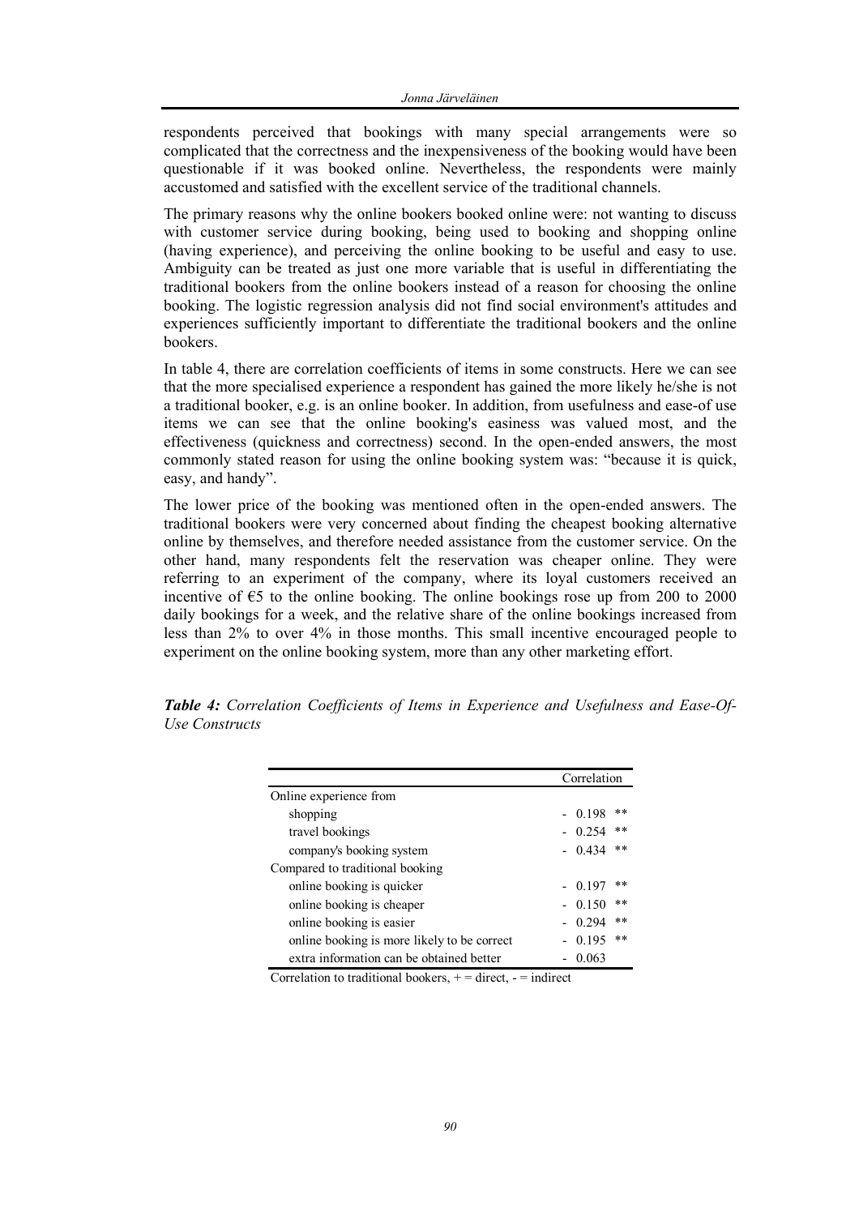respondents perceived that bookings with many special arrangements were so complicated that the correctness and the inexpensiveness of the booking would have been questionable if it was booked online. Nevertheless, the respondents were mainly accustomed and satisfied with the excellent service of the traditional channels.

The primary reasons why the online bookers booked online were: not wanting to discuss with customer service during booking, being used to booking and shopping online (having experience), and perceiving the online booking to be useful and easy to use. Ambiguity can be treated as just one more variable that is useful in differentiating the traditional bookers from the online bookers instead of a reason for choosing the online booking. The logistic regression analysis did not find social environment's attitudes and experiences sufficiently important to differentiate the traditional bookers and the online bookers.

In table 4, there are correlation coefficients of items in some constructs. Here we can see that the more specialised experience a respondent has gained the more likely he/she is not a traditional booker, e.g. is an online booker. In addition, from usefulness and ease-of use items we can see that the online booking's easiness was valued most, and the effectiveness (quickness and correctness) second. In the open-ended answers, the most commonly stated reason for using the online booking system was: "because it is quick, easy, and handy".

The lower price of the booking was mentioned often in the open-ended answers. The traditional bookers were very concerned about finding the cheapest booking alternative online by themselves, and therefore needed assistance from the customer service. On the other hand, many respondents felt the reservation was cheaper online. They were referring to an experiment of the company, where its loyal customers received an incentive of €5 to the online booking. The online bookings rose up from 200 to 2000 daily bookings for a week, and the relative share of the online bookings increased from less than 2% to over 4% in those months. This small incentive encouraged people to experiment on the online booking system, more than any other marketing effort.

***Table 4:*** *Correlation Coefficients of Items in Experience and Usefulness and Ease-Of-Use Constructs*

| | Correlation |
|---|---|
| Online experience from | |
| shopping | - 0.198 ** |
| travel bookings | - 0.254 ** |
| company's booking system | - 0.434 ** |
| Compared to traditional booking | |
| online booking is quicker | - 0.197 ** |
| online booking is cheaper | - 0.150 ** |
| online booking is easier | - 0.294 ** |
| online booking is more likely to be correct | - 0.195 ** |
| extra information can be obtained better | - 0.063 |

Correlation to traditional bookers, + = direct, - = indirect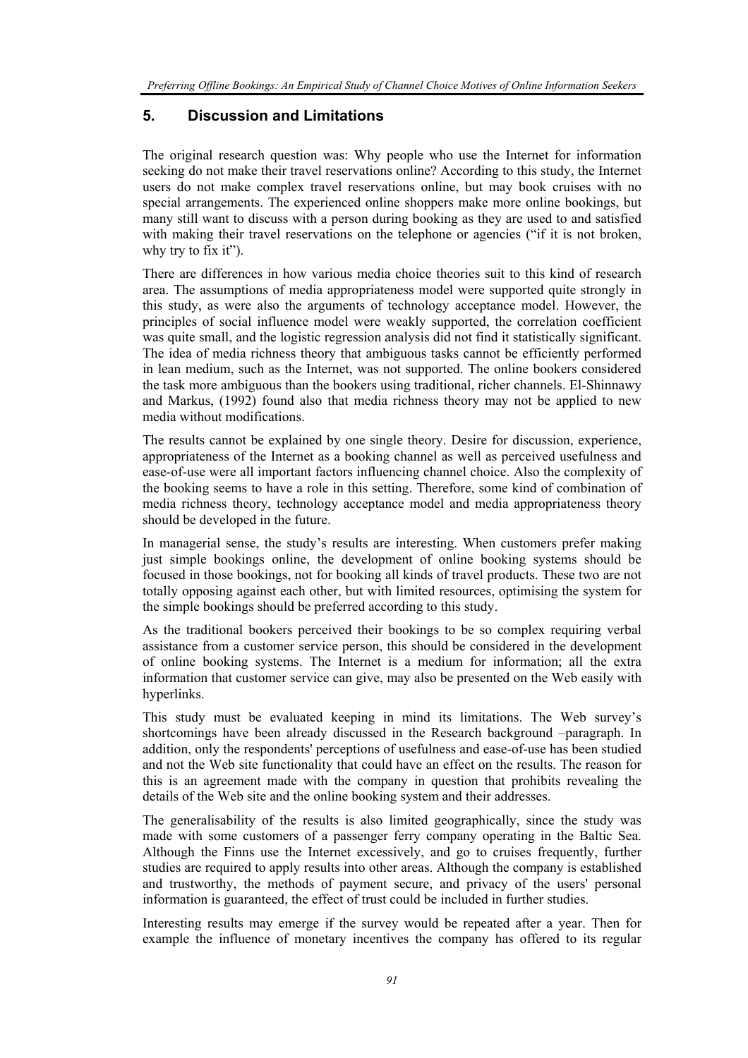## 5. Discussion and Limitations

The original research question was: Why people who use the Internet for information seeking do not make their travel reservations online? According to this study, the Internet users do not make complex travel reservations online, but may book cruises with no special arrangements. The experienced online shoppers make more online bookings, but many still want to discuss with a person during booking as they are used to and satisfied with making their travel reservations on the telephone or agencies ("if it is not broken, why try to fix it").

There are differences in how various media choice theories suit to this kind of research area. The assumptions of media appropriateness model were supported quite strongly in this study, as were also the arguments of technology acceptance model. However, the principles of social influence model were weakly supported, the correlation coefficient was quite small, and the logistic regression analysis did not find it statistically significant. The idea of media richness theory that ambiguous tasks cannot be efficiently performed in lean medium, such as the Internet, was not supported. The online bookers considered the task more ambiguous than the bookers using traditional, richer channels. El-Shinnawy and Markus, (1992) found also that media richness theory may not be applied to new media without modifications.

The results cannot be explained by one single theory. Desire for discussion, experience, appropriateness of the Internet as a booking channel as well as perceived usefulness and ease-of-use were all important factors influencing channel choice. Also the complexity of the booking seems to have a role in this setting. Therefore, some kind of combination of media richness theory, technology acceptance model and media appropriateness theory should be developed in the future.

In managerial sense, the study's results are interesting. When customers prefer making just simple bookings online, the development of online booking systems should be focused in those bookings, not for booking all kinds of travel products. These two are not totally opposing against each other, but with limited resources, optimising the system for the simple bookings should be preferred according to this study.

As the traditional bookers perceived their bookings to be so complex requiring verbal assistance from a customer service person, this should be considered in the development of online booking systems. The Internet is a medium for information; all the extra information that customer service can give, may also be presented on the Web easily with hyperlinks.

This study must be evaluated keeping in mind its limitations. The Web survey's shortcomings have been already discussed in the Research background –paragraph. In addition, only the respondents' perceptions of usefulness and ease-of-use has been studied and not the Web site functionality that could have an effect on the results. The reason for this is an agreement made with the company in question that prohibits revealing the details of the Web site and the online booking system and their addresses.

The generalisability of the results is also limited geographically, since the study was made with some customers of a passenger ferry company operating in the Baltic Sea. Although the Finns use the Internet excessively, and go to cruises frequently, further studies are required to apply results into other areas. Although the company is established and trustworthy, the methods of payment secure, and privacy of the users' personal information is guaranteed, the effect of trust could be included in further studies.

Interesting results may emerge if the survey would be repeated after a year. Then for example the influence of monetary incentives the company has offered to its regular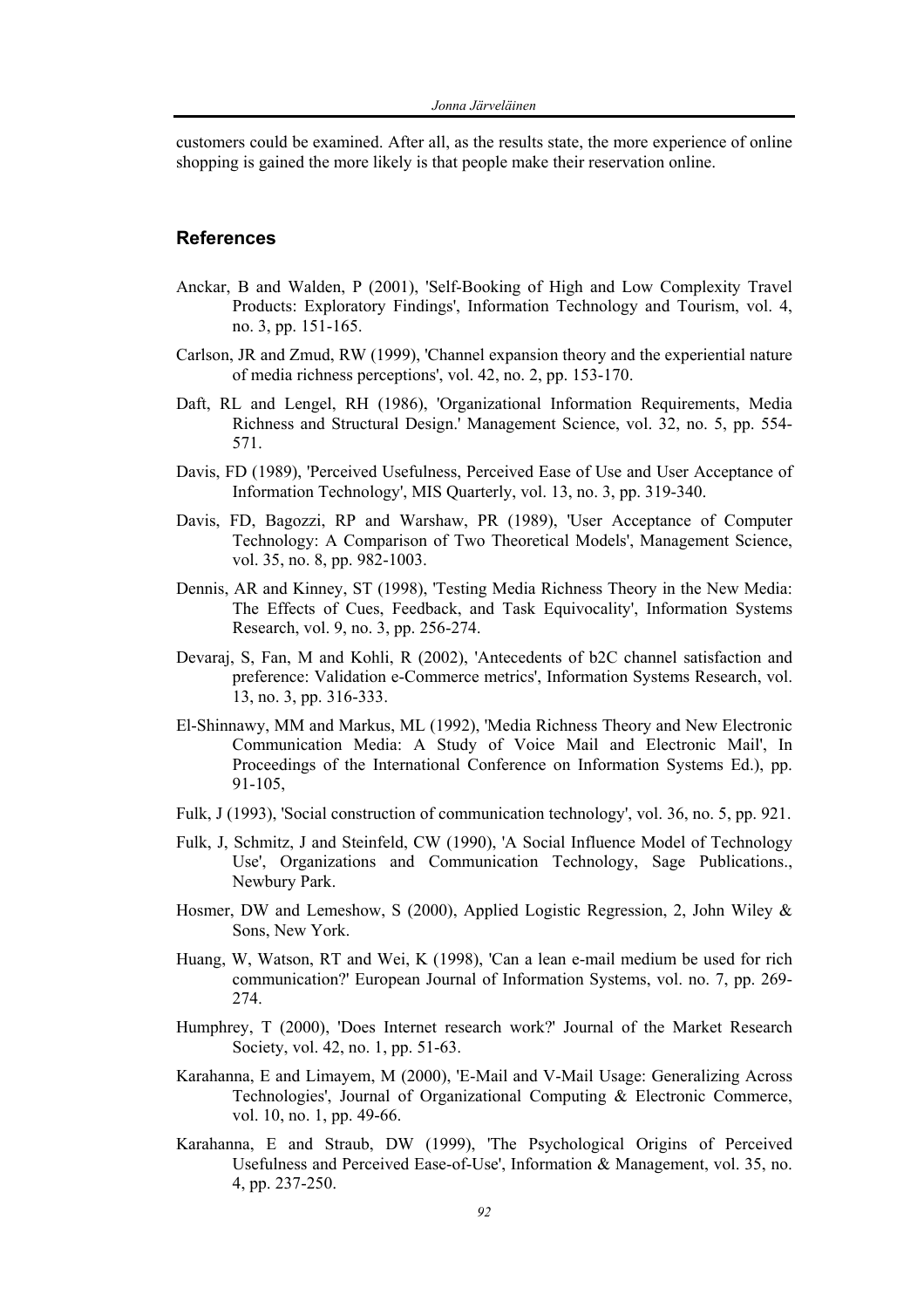customers could be examined. After all, as the results state, the more experience of online shopping is gained the more likely is that people make their reservation online.

## References

Anckar, B and Walden, P (2001), 'Self-Booking of High and Low Complexity Travel Products: Exploratory Findings', Information Technology and Tourism, vol. 4, no. 3, pp. 151-165.

Carlson, JR and Zmud, RW (1999), 'Channel expansion theory and the experiential nature of media richness perceptions', vol. 42, no. 2, pp. 153-170.

Daft, RL and Lengel, RH (1986), 'Organizational Information Requirements, Media Richness and Structural Design.' Management Science, vol. 32, no. 5, pp. 554-571.

Davis, FD (1989), 'Perceived Usefulness, Perceived Ease of Use and User Acceptance of Information Technology', MIS Quarterly, vol. 13, no. 3, pp. 319-340.

Davis, FD, Bagozzi, RP and Warshaw, PR (1989), 'User Acceptance of Computer Technology: A Comparison of Two Theoretical Models', Management Science, vol. 35, no. 8, pp. 982-1003.

Dennis, AR and Kinney, ST (1998), 'Testing Media Richness Theory in the New Media: The Effects of Cues, Feedback, and Task Equivocality', Information Systems Research, vol. 9, no. 3, pp. 256-274.

Devaraj, S, Fan, M and Kohli, R (2002), 'Antecedents of b2C channel satisfaction and preference: Validation e-Commerce metrics', Information Systems Research, vol. 13, no. 3, pp. 316-333.

El-Shinnawy, MM and Markus, ML (1992), 'Media Richness Theory and New Electronic Communication Media: A Study of Voice Mail and Electronic Mail', In Proceedings of the International Conference on Information Systems Ed.), pp. 91-105,

Fulk, J (1993), 'Social construction of communication technology', vol. 36, no. 5, pp. 921.

Fulk, J, Schmitz, J and Steinfeld, CW (1990), 'A Social Influence Model of Technology Use', Organizations and Communication Technology, Sage Publications., Newbury Park.

Hosmer, DW and Lemeshow, S (2000), Applied Logistic Regression, 2, John Wiley & Sons, New York.

Huang, W, Watson, RT and Wei, K (1998), 'Can a lean e-mail medium be used for rich communication?' European Journal of Information Systems, vol. no. 7, pp. 269-274.

Humphrey, T (2000), 'Does Internet research work?' Journal of the Market Research Society, vol. 42, no. 1, pp. 51-63.

Karahanna, E and Limayem, M (2000), 'E-Mail and V-Mail Usage: Generalizing Across Technologies', Journal of Organizational Computing & Electronic Commerce, vol. 10, no. 1, pp. 49-66.

Karahanna, E and Straub, DW (1999), 'The Psychological Origins of Perceived Usefulness and Perceived Ease-of-Use', Information & Management, vol. 35, no. 4, pp. 237-250.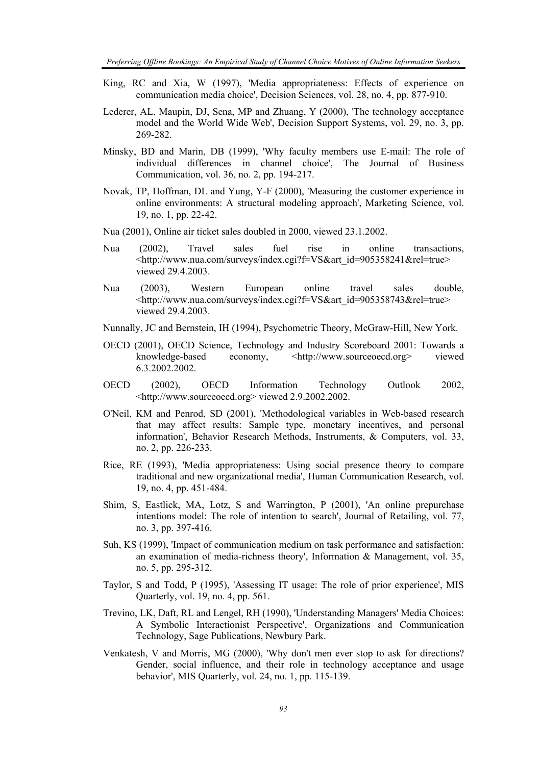King, RC and Xia, W (1997), 'Media appropriateness: Effects of experience on communication media choice', Decision Sciences, vol. 28, no. 4, pp. 877-910.

Lederer, AL, Maupin, DJ, Sena, MP and Zhuang, Y (2000), 'The technology acceptance model and the World Wide Web', Decision Support Systems, vol. 29, no. 3, pp. 269-282.

Minsky, BD and Marin, DB (1999), 'Why faculty members use E-mail: The role of individual differences in channel choice', The Journal of Business Communication, vol. 36, no. 2, pp. 194-217.

Novak, TP, Hoffman, DL and Yung, Y-F (2000), 'Measuring the customer experience in online environments: A structural modeling approach', Marketing Science, vol. 19, no. 1, pp. 22-42.

Nua (2001), Online air ticket sales doubled in 2000, viewed 23.1.2002.

Nua (2002), Travel sales fuel rise in online transactions, <http://www.nua.com/surveys/index.cgi?f=VS&art_id=905358241&rel=true> viewed 29.4.2003.

Nua (2003), Western European online travel sales double, <http://www.nua.com/surveys/index.cgi?f=VS&art_id=905358743&rel=true> viewed 29.4.2003.

Nunnally, JC and Bernstein, IH (1994), Psychometric Theory, McGraw-Hill, New York.

OECD (2001), OECD Science, Technology and Industry Scoreboard 2001: Towards a knowledge-based economy, <http://www.sourceoecd.org> viewed 6.3.2002.2002.

OECD (2002), OECD Information Technology Outlook 2002, <http://www.sourceoecd.org> viewed 2.9.2002.2002.

O'Neil, KM and Penrod, SD (2001), 'Methodological variables in Web-based research that may affect results: Sample type, monetary incentives, and personal information', Behavior Research Methods, Instruments, & Computers, vol. 33, no. 2, pp. 226-233.

Rice, RE (1993), 'Media appropriateness: Using social presence theory to compare traditional and new organizational media', Human Communication Research, vol. 19, no. 4, pp. 451-484.

Shim, S, Eastlick, MA, Lotz, S and Warrington, P (2001), 'An online prepurchase intentions model: The role of intention to search', Journal of Retailing, vol. 77, no. 3, pp. 397-416.

Suh, KS (1999), 'Impact of communication medium on task performance and satisfaction: an examination of media-richness theory', Information & Management, vol. 35, no. 5, pp. 295-312.

Taylor, S and Todd, P (1995), 'Assessing IT usage: The role of prior experience', MIS Quarterly, vol. 19, no. 4, pp. 561.

Trevino, LK, Daft, RL and Lengel, RH (1990), 'Understanding Managers' Media Choices: A Symbolic Interactionist Perspective', Organizations and Communication Technology, Sage Publications, Newbury Park.

Venkatesh, V and Morris, MG (2000), 'Why don't men ever stop to ask for directions? Gender, social influence, and their role in technology acceptance and usage behavior', MIS Quarterly, vol. 24, no. 1, pp. 115-139.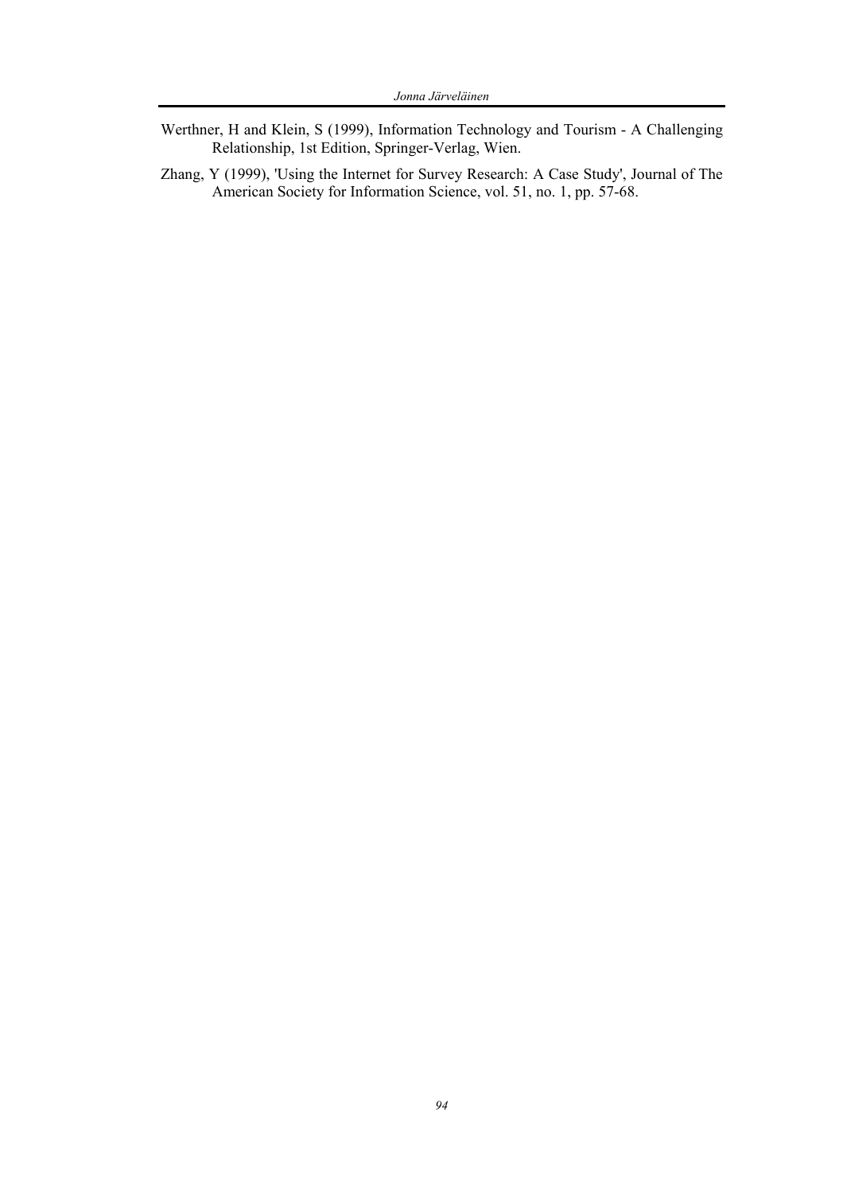Werthner, H and Klein, S (1999), Information Technology and Tourism - A Challenging Relationship, 1st Edition, Springer-Verlag, Wien.

Zhang, Y (1999), 'Using the Internet for Survey Research: A Case Study', Journal of The American Society for Information Science, vol. 51, no. 1, pp. 57-68.